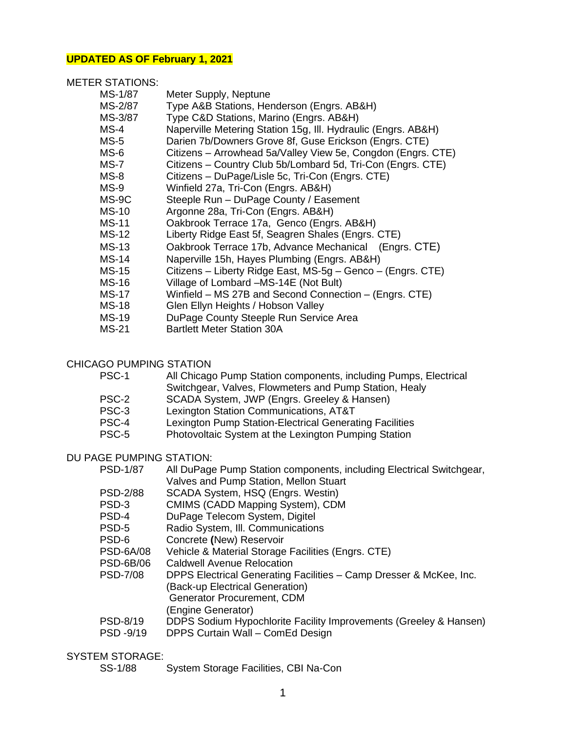**UPDATED AS OF February 1, 2021**

METER STATIONS:

| | |
|---|---|
| MS-1/87 | Meter Supply, Neptune |
| MS-2/87 | Type A&B Stations, Henderson (Engrs. AB&H) |
| MS-3/87 | Type C&D Stations, Marino (Engrs. AB&H) |
| MS-4 | Naperville Metering Station 15g, Ill. Hydraulic (Engrs. AB&H) |
| MS-5 | Darien 7b/Downers Grove 8f, Guse Erickson (Engrs. CTE) |
| MS-6 | Citizens – Arrowhead 5a/Valley View 5e, Congdon (Engrs. CTE) |
| MS-7 | Citizens – Country Club 5b/Lombard 5d, Tri-Con (Engrs. CTE) |
| MS-8 | Citizens – DuPage/Lisle 5c, Tri-Con (Engrs. CTE) |
| MS-9 | Winfield 27a, Tri-Con (Engrs. AB&H) |
| MS-9C | Steeple Run – DuPage County / Easement |
| MS-10 | Argonne 28a, Tri-Con (Engrs. AB&H) |
| MS-11 | Oakbrook Terrace 17a, Genco (Engrs. AB&H) |
| MS-12 | Liberty Ridge East 5f, Seagren Shales (Engrs. CTE) |
| MS-13 | Oakbrook Terrace 17b, Advance Mechanical (Engrs. CTE) |
| MS-14 | Naperville 15h, Hayes Plumbing (Engrs. AB&H) |
| MS-15 | Citizens – Liberty Ridge East, MS-5g – Genco – (Engrs. CTE) |
| MS-16 | Village of Lombard –MS-14E (Not Bult) |
| MS-17 | Winfield – MS 27B and Second Connection – (Engrs. CTE) |
| MS-18 | Glen Ellyn Heights / Hobson Valley |
| MS-19 | DuPage County Steeple Run Service Area |
| MS-21 | Bartlett Meter Station 30A |

CHICAGO PUMPING STATION

| | |
|---|---|
| PSC-1 | All Chicago Pump Station components, including Pumps, Electrical Switchgear, Valves, Flowmeters and Pump Station, Healy |
| PSC-2 | SCADA System, JWP (Engrs. Greeley & Hansen) |
| PSC-3 | Lexington Station Communications, AT&T |
| PSC-4 | Lexington Pump Station-Electrical Generating Facilities |
| PSC-5 | Photovoltaic System at the Lexington Pumping Station |

DU PAGE PUMPING STATION:

| | |
|---|---|
| PSD-1/87 | All DuPage Pump Station components, including Electrical Switchgear, Valves and Pump Station, Mellon Stuart |
| PSD-2/88 | SCADA System, HSQ (Engrs. Westin) |
| PSD-3 | CMIMS (CADD Mapping System), CDM |
| PSD-4 | DuPage Telecom System, Digitel |
| PSD-5 | Radio System, Ill. Communications |
| PSD-6 | Concrete **(**New) Reservoir |
| PSD-6A/08 | Vehicle & Material Storage Facilities (Engrs. CTE) |
| PSD-6B/06 | Caldwell Avenue Relocation |
| PSD-7/08 | DPPS Electrical Generating Facilities – Camp Dresser & McKee, Inc. (Back-up Electrical Generation) Generator Procurement, CDM (Engine Generator) |
| PSD-8/19 | DDPS Sodium Hypochlorite Facility Improvements (Greeley & Hansen) |
| PSD -9/19 | DPPS Curtain Wall – ComEd Design |

SYSTEM STORAGE:

| | |
|---|---|
| SS-1/88 | System Storage Facilities, CBI Na-Con |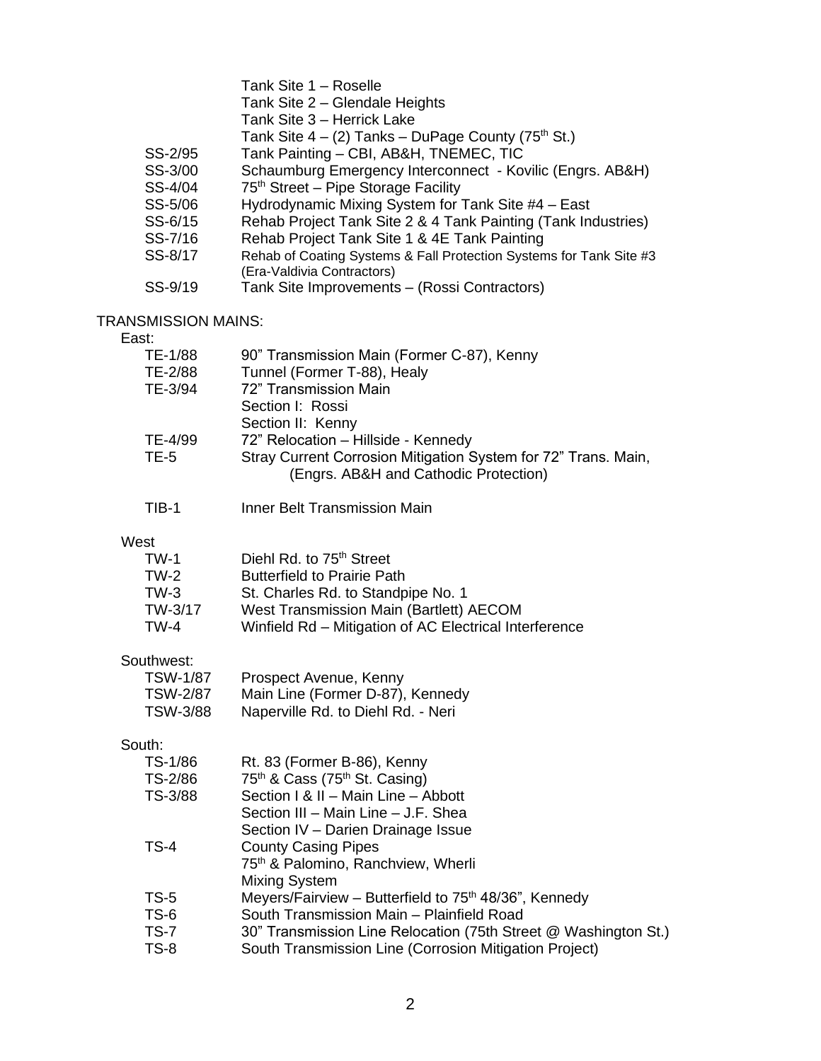Tank Site 1 – Roselle
Tank Site 2 – Glendale Heights
Tank Site 3 – Herrick Lake
Tank Site 4 – (2) Tanks – DuPage County (75th St.)

| | |
|---|---|
| SS-2/95 | Tank Painting – CBI, AB&H, TNEMEC, TIC |
| SS-3/00 | Schaumburg Emergency Interconnect - Kovilic (Engrs. AB&H) |
| SS-4/04 | 75th Street – Pipe Storage Facility |
| SS-5/06 | Hydrodynamic Mixing System for Tank Site #4 – East |
| SS-6/15 | Rehab Project Tank Site 2 & 4 Tank Painting (Tank Industries) |
| SS-7/16 | Rehab Project Tank Site 1 & 4E Tank Painting |
| SS-8/17 | Rehab of Coating Systems & Fall Protection Systems for Tank Site #3 (Era-Valdivia Contractors) |
| SS-9/19 | Tank Site Improvements – (Rossi Contractors) |

## TRANSMISSION MAINS:

### East:

| | |
|---|---|
| TE-1/88 | 90" Transmission Main (Former C-87), Kenny |
| TE-2/88 | Tunnel (Former T-88), Healy |
| TE-3/94 | 72" Transmission Main<br>Section I: Rossi<br>Section II: Kenny |
| TE-4/99 | 72" Relocation – Hillside - Kennedy |
| TE-5 | Stray Current Corrosion Mitigation System for 72" Trans. Main, (Engrs. AB&H and Cathodic Protection) |
| TIB-1 | Inner Belt Transmission Main |

### West

| | |
|---|---|
| TW-1 | Diehl Rd. to 75th Street |
| TW-2 | Butterfield to Prairie Path |
| TW-3 | St. Charles Rd. to Standpipe No. 1 |
| TW-3/17 | West Transmission Main (Bartlett) AECOM |
| TW-4 | Winfield Rd – Mitigation of AC Electrical Interference |

### Southwest:

| | |
|---|---|
| TSW-1/87 | Prospect Avenue, Kenny |
| TSW-2/87 | Main Line (Former D-87), Kennedy |
| TSW-3/88 | Naperville Rd. to Diehl Rd. - Neri |

### South:

| | |
|---|---|
| TS-1/86 | Rt. 83 (Former B-86), Kenny |
| TS-2/86 | 75th & Cass (75th St. Casing) |
| TS-3/88 | Section I & II – Main Line – Abbott<br>Section III – Main Line – J.F. Shea<br>Section IV – Darien Drainage Issue |
| TS-4 | County Casing Pipes<br>75th & Palomino, Ranchview, Wherli<br>Mixing System |
| TS-5 | Meyers/Fairview – Butterfield to 75th 48/36", Kennedy |
| TS-6 | South Transmission Main – Plainfield Road |
| TS-7 | 30" Transmission Line Relocation (75th Street @ Washington St.) |
| TS-8 | South Transmission Line (Corrosion Mitigation Project) |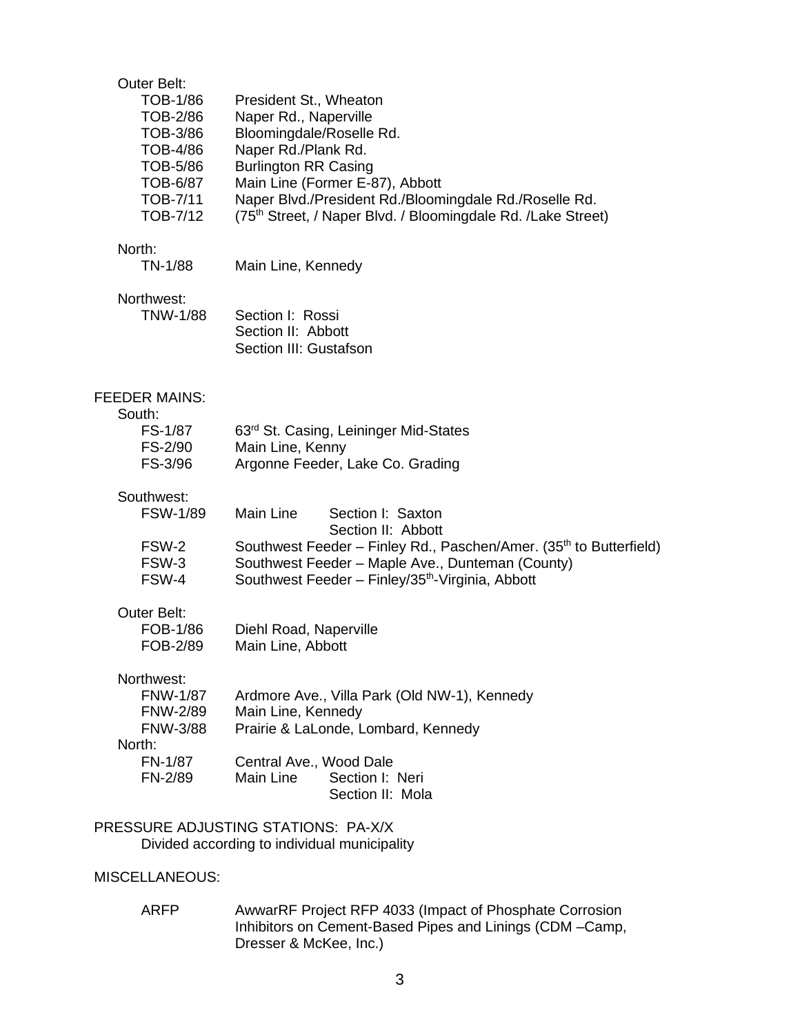Outer Belt:

| | |
|---|---|
| TOB-1/86 | President St., Wheaton |
| TOB-2/86 | Naper Rd., Naperville |
| TOB-3/86 | Bloomingdale/Roselle Rd. |
| TOB-4/86 | Naper Rd./Plank Rd. |
| TOB-5/86 | Burlington RR Casing |
| TOB-6/87 | Main Line (Former E-87), Abbott |
| TOB-7/11 | Naper Blvd./President Rd./Bloomingdale Rd./Roselle Rd. |
| TOB-7/12 | (75th Street, / Naper Blvd. / Bloomingdale Rd. /Lake Street) |

North:

| | |
|---|---|
| TN-1/88 | Main Line, Kennedy |

Northwest:

| | |
|---|---|
| TNW-1/88 | Section I: Rossi |
| | Section II: Abbott |
| | Section III: Gustafson |

FEEDER MAINS:

South:

| | |
|---|---|
| FS-1/87 | 63rd St. Casing, Leininger Mid-States |
| FS-2/90 | Main Line, Kenny |
| FS-3/96 | Argonne Feeder, Lake Co. Grading |

Southwest:

| | | |
|---|---|---|
| FSW-1/89 | Main Line | Section I: Saxton |
| | | Section II: Abbott |
| FSW-2 | Southwest Feeder – Finley Rd., Paschen/Amer. (35th to Butterfield) | |
| FSW-3 | Southwest Feeder – Maple Ave., Dunteman (County) | |
| FSW-4 | Southwest Feeder – Finley/35th-Virginia, Abbott | |

Outer Belt:

| | |
|---|---|
| FOB-1/86 | Diehl Road, Naperville |
| FOB-2/89 | Main Line, Abbott |

Northwest:

| | |
|---|---|
| FNW-1/87 | Ardmore Ave., Villa Park (Old NW-1), Kennedy |
| FNW-2/89 | Main Line, Kennedy |
| FNW-3/88 | Prairie & LaLonde, Lombard, Kennedy |

North:

| | | |
|---|---|---|
| FN-1/87 | Central Ave., Wood Dale | |
| FN-2/89 | Main Line | Section I: Neri |
| | | Section II: Mola |

PRESSURE ADJUSTING STATIONS: PA-X/X

Divided according to individual municipality

MISCELLANEOUS:

| | |
|---|---|
| ARFP | AwwarRF Project RFP 4033 (Impact of Phosphate Corrosion Inhibitors on Cement-Based Pipes and Linings (CDM –Camp, Dresser & McKee, Inc.) |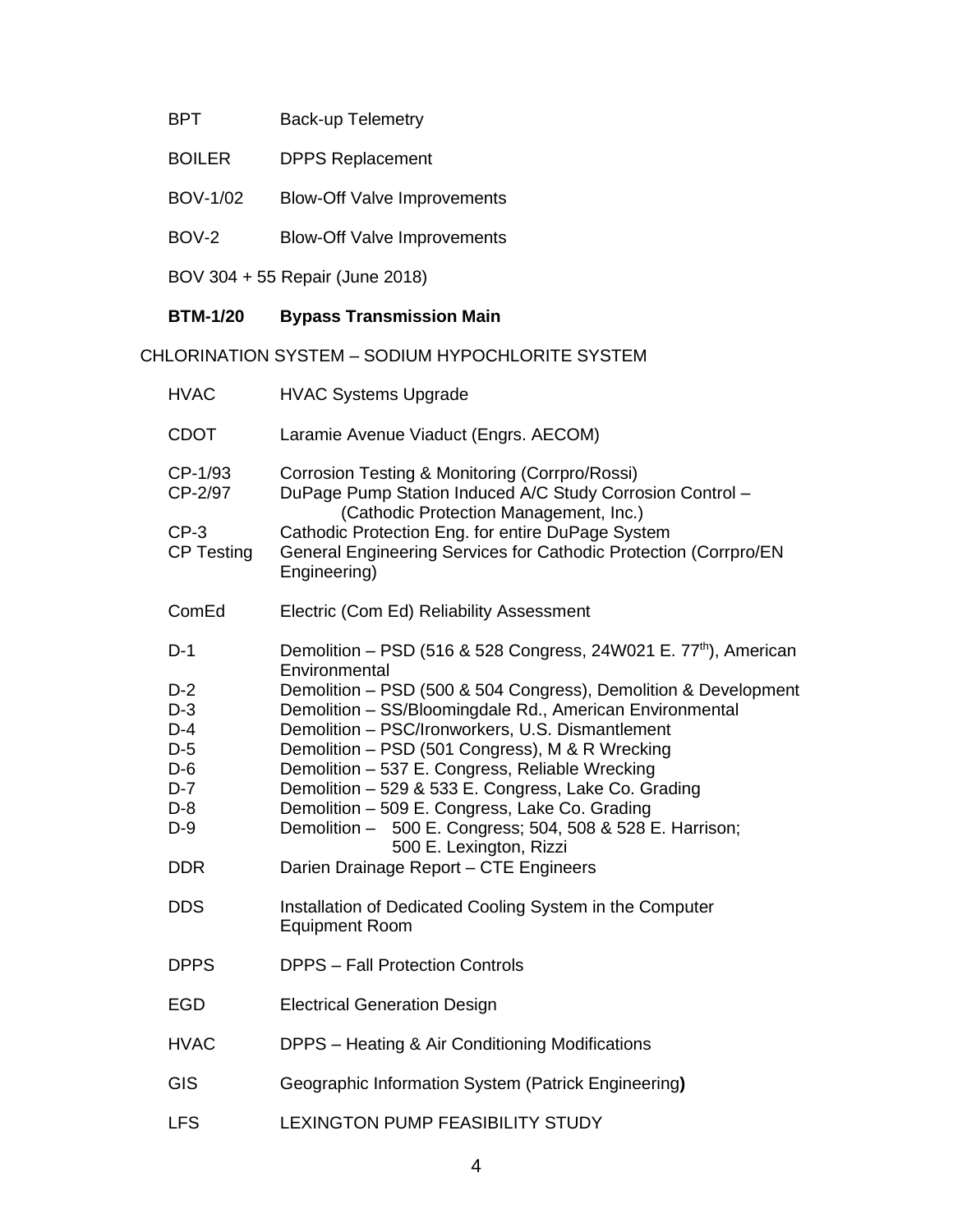| | |
|---|---|
| BPT | Back-up Telemetry |
| BOILER | DPPS Replacement |
| BOV-1/02 | Blow-Off Valve Improvements |
| BOV-2 | Blow-Off Valve Improvements |

BOV 304 + 55 Repair (June 2018)

| | |
|---|---|
| **BTM-1/20** | **Bypass Transmission Main** |

CHLORINATION SYSTEM – SODIUM HYPOCHLORITE SYSTEM

| | |
|---|---|
| HVAC | HVAC Systems Upgrade |
| CDOT | Laramie Avenue Viaduct (Engrs. AECOM) |
| CP-1/93 | Corrosion Testing & Monitoring (Corrpro/Rossi) |
| CP-2/97 | DuPage Pump Station Induced A/C Study Corrosion Control – (Cathodic Protection Management, Inc.) |
| CP-3 | Cathodic Protection Eng. for entire DuPage System |
| CP Testing | General Engineering Services for Cathodic Protection (Corrpro/EN Engineering) |
| ComEd | Electric (Com Ed) Reliability Assessment |
| D-1 | Demolition – PSD (516 & 528 Congress, 24W021 E. 77th), American Environmental |
| D-2 | Demolition – PSD (500 & 504 Congress), Demolition & Development |
| D-3 | Demolition – SS/Bloomingdale Rd., American Environmental |
| D-4 | Demolition – PSC/Ironworkers, U.S. Dismantlement |
| D-5 | Demolition – PSD (501 Congress), M & R Wrecking |
| D-6 | Demolition – 537 E. Congress, Reliable Wrecking |
| D-7 | Demolition – 529 & 533 E. Congress, Lake Co. Grading |
| D-8 | Demolition – 509 E. Congress, Lake Co. Grading |
| D-9 | Demolition – 500 E. Congress; 504, 508 & 528 E. Harrison; 500 E. Lexington, Rizzi |
| DDR | Darien Drainage Report – CTE Engineers |
| DDS | Installation of Dedicated Cooling System in the Computer Equipment Room |
| DPPS | DPPS – Fall Protection Controls |
| EGD | Electrical Generation Design |
| HVAC | DPPS – Heating & Air Conditioning Modifications |
| GIS | Geographic Information System (Patrick Engineering**)** |
| LFS | LEXINGTON PUMP FEASIBILITY STUDY |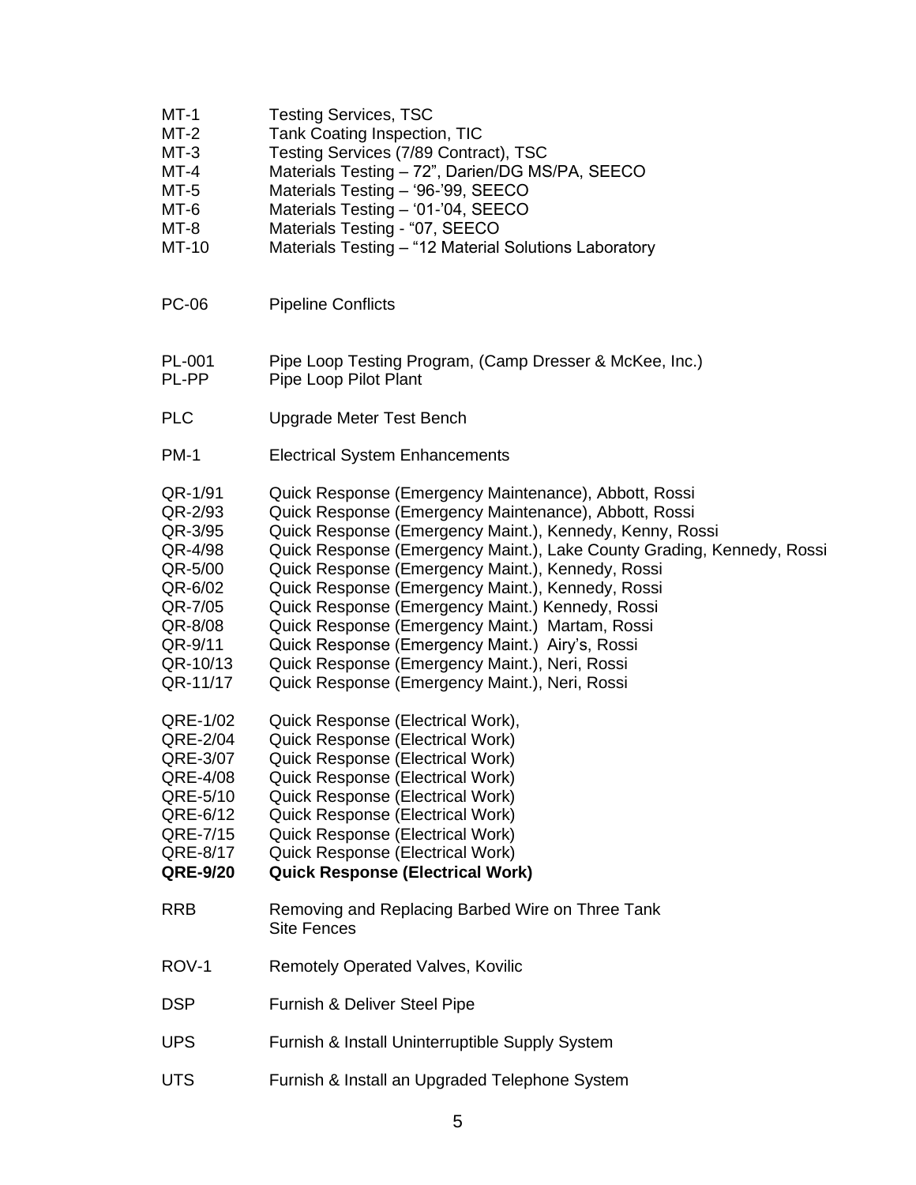| | |
|---|---|
| MT-1 | Testing Services, TSC |
| MT-2 | Tank Coating Inspection, TIC |
| MT-3 | Testing Services (7/89 Contract), TSC |
| MT-4 | Materials Testing – 72", Darien/DG MS/PA, SEECO |
| MT-5 | Materials Testing – '96-'99, SEECO |
| MT-6 | Materials Testing – '01-'04, SEECO |
| MT-8 | Materials Testing - "07, SEECO |
| MT-10 | Materials Testing – "12 Material Solutions Laboratory |
| | |
| PC-06 | Pipeline Conflicts |
| | |
| PL-001 | Pipe Loop Testing Program, (Camp Dresser & McKee, Inc.) |
| PL-PP | Pipe Loop Pilot Plant |
| | |
| PLC | Upgrade Meter Test Bench |
| | |
| PM-1 | Electrical System Enhancements |
| | |
| QR-1/91 | Quick Response (Emergency Maintenance), Abbott, Rossi |
| QR-2/93 | Quick Response (Emergency Maintenance), Abbott, Rossi |
| QR-3/95 | Quick Response (Emergency Maint.), Kennedy, Kenny, Rossi |
| QR-4/98 | Quick Response (Emergency Maint.), Lake County Grading, Kennedy, Rossi |
| QR-5/00 | Quick Response (Emergency Maint.), Kennedy, Rossi |
| QR-6/02 | Quick Response (Emergency Maint.), Kennedy, Rossi |
| QR-7/05 | Quick Response (Emergency Maint.) Kennedy, Rossi |
| QR-8/08 | Quick Response (Emergency Maint.) Martam, Rossi |
| QR-9/11 | Quick Response (Emergency Maint.) Airy's, Rossi |
| QR-10/13 | Quick Response (Emergency Maint.), Neri, Rossi |
| QR-11/17 | Quick Response (Emergency Maint.), Neri, Rossi |
| | |
| QRE-1/02 | Quick Response (Electrical Work), |
| QRE-2/04 | Quick Response (Electrical Work) |
| QRE-3/07 | Quick Response (Electrical Work) |
| QRE-4/08 | Quick Response (Electrical Work) |
| QRE-5/10 | Quick Response (Electrical Work) |
| QRE-6/12 | Quick Response (Electrical Work) |
| QRE-7/15 | Quick Response (Electrical Work) |
| QRE-8/17 | Quick Response (Electrical Work) |
| **QRE-9/20** | **Quick Response (Electrical Work)** |
| | |
| RRB | Removing and Replacing Barbed Wire on Three Tank Site Fences |
| | |
| ROV-1 | Remotely Operated Valves, Kovilic |
| | |
| DSP | Furnish & Deliver Steel Pipe |
| | |
| UPS | Furnish & Install Uninterruptible Supply System |
| | |
| UTS | Furnish & Install an Upgraded Telephone System |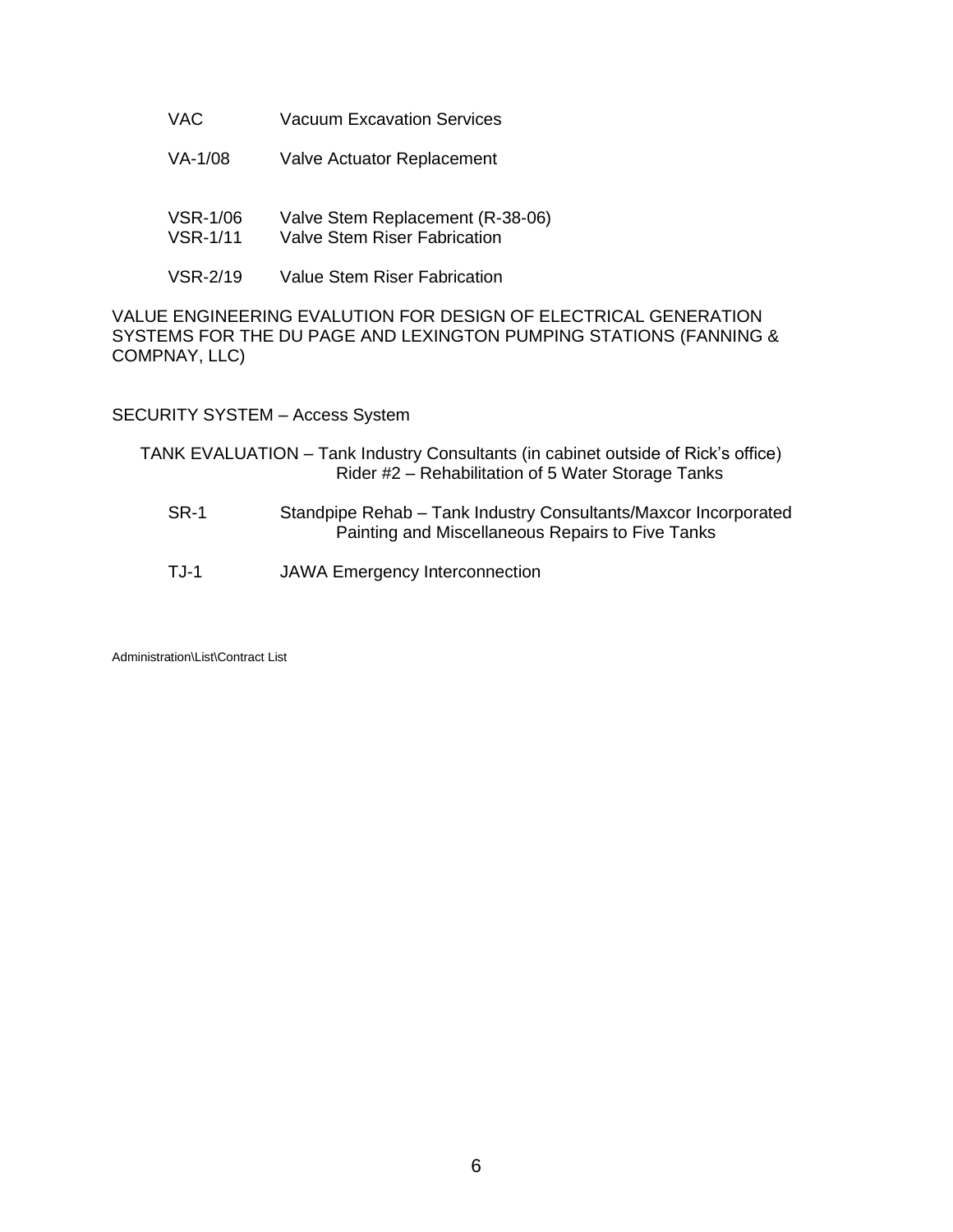VAC Vacuum Excavation Services

VA-1/08 Valve Actuator Replacement

VSR-1/06 Valve Stem Replacement (R-38-06)
VSR-1/11 Valve Stem Riser Fabrication

VSR-2/19 Value Stem Riser Fabrication

VALUE ENGINEERING EVALUTION FOR DESIGN OF ELECTRICAL GENERATION SYSTEMS FOR THE DU PAGE AND LEXINGTON PUMPING STATIONS (FANNING & COMPNAY, LLC)

SECURITY SYSTEM – Access System

TANK EVALUATION – Tank Industry Consultants (in cabinet outside of Rick's office)
Rider #2 – Rehabilitation of 5 Water Storage Tanks

SR-1 Standpipe Rehab – Tank Industry Consultants/Maxcor Incorporated
Painting and Miscellaneous Repairs to Five Tanks

TJ-1 JAWA Emergency Interconnection

Administration\List\Contract List